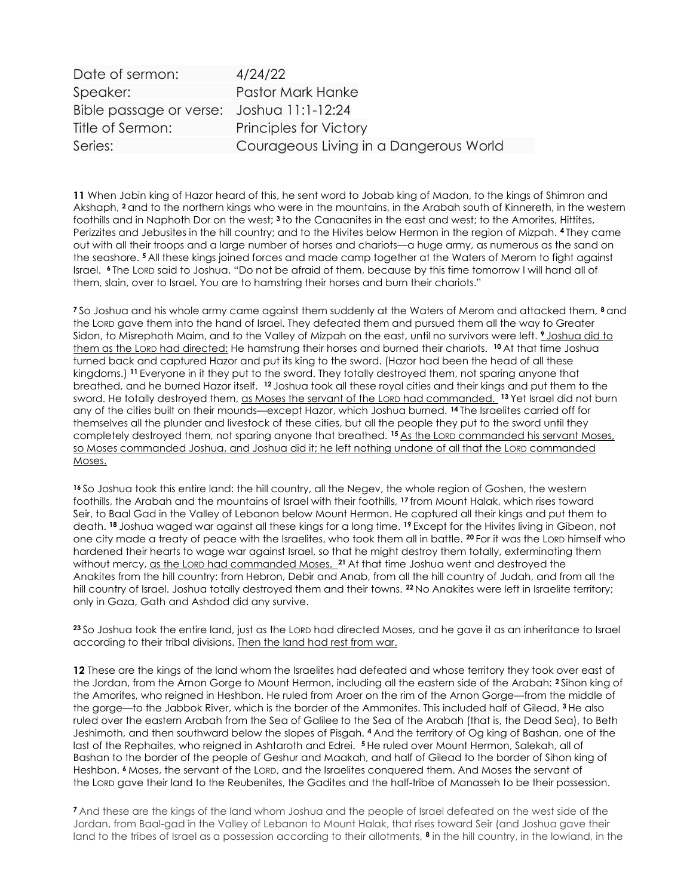| Date of sermon: | 4/24/22 |
| --- | --- |
| Speaker: | Pastor Mark Hanke |
| Bible passage or verse: | Joshua 11:1-12:24 |
| Title of Sermon: | Principles for Victory |
| Series: | Courageous Living in a Dangerous World |

**11** When Jabin king of Hazor heard of this, he sent word to Jobab king of Madon, to the kings of Shimron and Akshaph, **2** and to the northern kings who were in the mountains, in the Arabah south of Kinnereth, in the western foothills and in Naphoth Dor on the west; **3** to the Canaanites in the east and west; to the Amorites, Hittites, Perizzites and Jebusites in the hill country; and to the Hivites below Hermon in the region of Mizpah. **4** They came out with all their troops and a large number of horses and chariots—a huge army, as numerous as the sand on the seashore. **5** All these kings joined forces and made camp together at the Waters of Merom to fight against Israel. **6** The LORD said to Joshua, "Do not be afraid of them, because by this time tomorrow I will hand all of them, slain, over to Israel. You are to hamstring their horses and burn their chariots."

**7** So Joshua and his whole army came against them suddenly at the Waters of Merom and attacked them, **8** and the LORD gave them into the hand of Israel. They defeated them and pursued them all the way to Greater Sidon, to Misrephoth Maim, and to the Valley of Mizpah on the east, until no survivors were left. **9** Joshua did to them as the LORD had directed: He hamstrung their horses and burned their chariots. **10** At that time Joshua turned back and captured Hazor and put its king to the sword. (Hazor had been the head of all these kingdoms.) **11** Everyone in it they put to the sword. They totally destroyed them, not sparing anyone that breathed, and he burned Hazor itself. **12** Joshua took all these royal cities and their kings and put them to the sword. He totally destroyed them, as Moses the servant of the LORD had commanded. **13** Yet Israel did not burn any of the cities built on their mounds—except Hazor, which Joshua burned. **14** The Israelites carried off for themselves all the plunder and livestock of these cities, but all the people they put to the sword until they completely destroyed them, not sparing anyone that breathed. **15** As the LORD commanded his servant Moses, so Moses commanded Joshua, and Joshua did it; he left nothing undone of all that the LORD commanded Moses.

**16** So Joshua took this entire land: the hill country, all the Negev, the whole region of Goshen, the western foothills, the Arabah and the mountains of Israel with their foothills, **17** from Mount Halak, which rises toward Seir, to Baal Gad in the Valley of Lebanon below Mount Hermon. He captured all their kings and put them to death. **18** Joshua waged war against all these kings for a long time. **19** Except for the Hivites living in Gibeon, not one city made a treaty of peace with the Israelites, who took them all in battle. **20** For it was the LORD himself who hardened their hearts to wage war against Israel, so that he might destroy them totally, exterminating them without mercy, as the LORD had commanded Moses. **21** At that time Joshua went and destroyed the Anakites from the hill country: from Hebron, Debir and Anab, from all the hill country of Judah, and from all the hill country of Israel. Joshua totally destroyed them and their towns. **22** No Anakites were left in Israelite territory; only in Gaza, Gath and Ashdod did any survive.

**23** So Joshua took the entire land, just as the LORD had directed Moses, and he gave it as an inheritance to Israel according to their tribal divisions. Then the land had rest from war.

**12** These are the kings of the land whom the Israelites had defeated and whose territory they took over east of the Jordan, from the Arnon Gorge to Mount Hermon, including all the eastern side of the Arabah: **2** Sihon king of the Amorites, who reigned in Heshbon. He ruled from Aroer on the rim of the Arnon Gorge—from the middle of the gorge—to the Jabbok River, which is the border of the Ammonites. This included half of Gilead. **3** He also ruled over the eastern Arabah from the Sea of Galilee to the Sea of the Arabah (that is, the Dead Sea), to Beth Jeshimoth, and then southward below the slopes of Pisgah. **4** And the territory of Og king of Bashan, one of the last of the Rephaites, who reigned in Ashtaroth and Edrei. **5** He ruled over Mount Hermon, Salekah, all of Bashan to the border of the people of Geshur and Maakah, and half of Gilead to the border of Sihon king of Heshbon. **6** Moses, the servant of the LORD, and the Israelites conquered them. And Moses the servant of the LORD gave their land to the Reubenites, the Gadites and the half-tribe of Manasseh to be their possession.

**7** And these are the kings of the land whom Joshua and the people of Israel defeated on the west side of the Jordan, from Baal-gad in the Valley of Lebanon to Mount Halak, that rises toward Seir (and Joshua gave their land to the tribes of Israel as a possession according to their allotments, **8** in the hill country, in the lowland, in the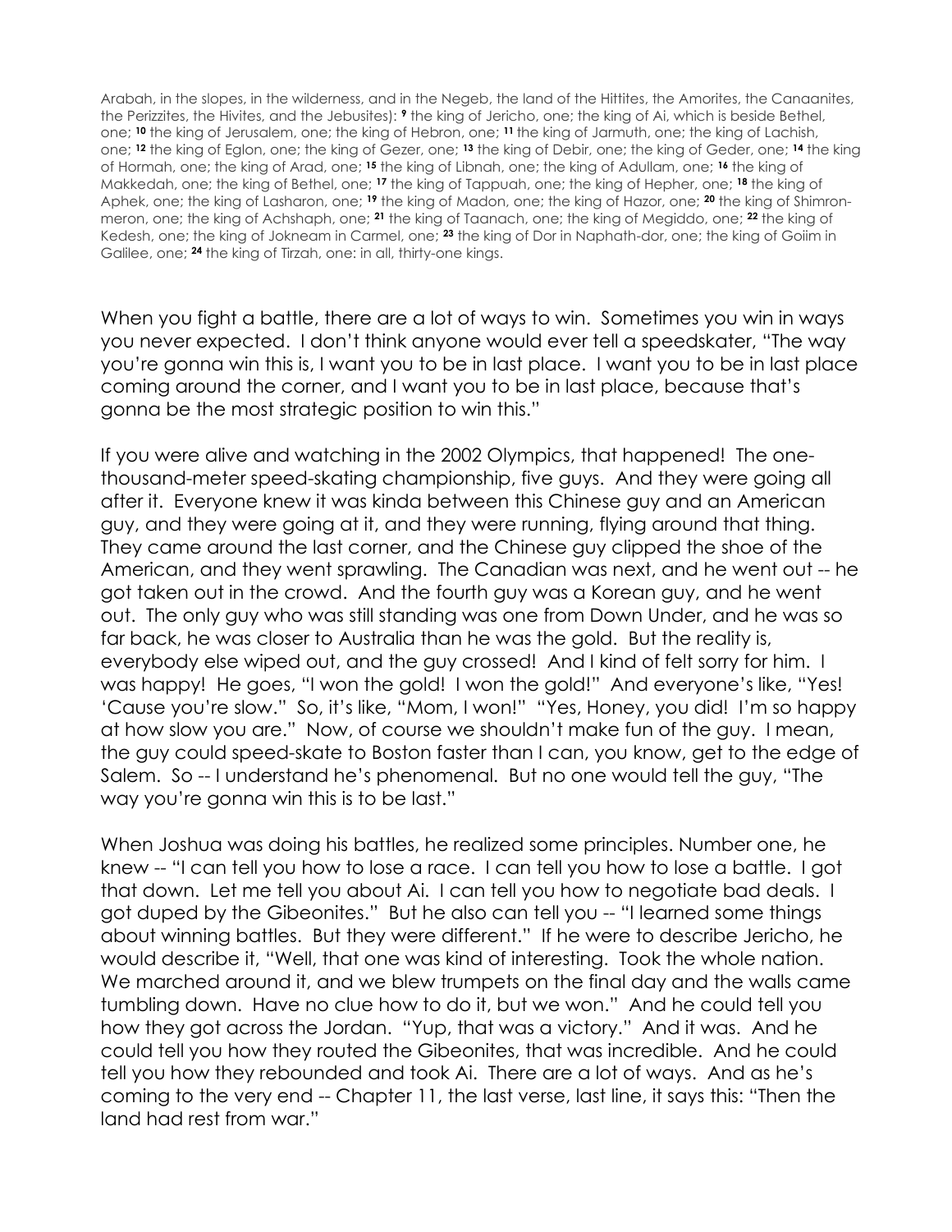Arabah, in the slopes, in the wilderness, and in the Negeb, the land of the Hittites, the Amorites, the Canaanites, the Perizzites, the Hivites, and the Jebusites): [9] the king of Jericho, one; the king of Ai, which is beside Bethel, one; [10] the king of Jerusalem, one; the king of Hebron, one; [11] the king of Jarmuth, one; the king of Lachish, one; [12] the king of Eglon, one; the king of Gezer, one; [13] the king of Debir, one; the king of Geder, one; [14] the king of Hormah, one; the king of Arad, one; [15] the king of Libnah, one; the king of Adullam, one; [16] the king of Makkedah, one; the king of Bethel, one; [17] the king of Tappuah, one; the king of Hepher, one; [18] the king of Aphek, one; the king of Lasharon, one; [19] the king of Madon, one; the king of Hazor, one; [20] the king of Shimron-meron, one; the king of Achshaph, one; [21] the king of Taanach, one; the king of Megiddo, one; [22] the king of Kedesh, one; the king of Jokneam in Carmel, one; [23] the king of Dor in Naphath-dor, one; the king of Goiim in Galilee, one; [24] the king of Tirzah, one: in all, thirty-one kings.

When you fight a battle, there are a lot of ways to win. Sometimes you win in ways you never expected. I don't think anyone would ever tell a speedskater, "The way you're gonna win this is, I want you to be in last place. I want you to be in last place coming around the corner, and I want you to be in last place, because that's gonna be the most strategic position to win this."

If you were alive and watching in the 2002 Olympics, that happened! The one-thousand-meter speed-skating championship, five guys. And they were going all after it. Everyone knew it was kinda between this Chinese guy and an American guy, and they were going at it, and they were running, flying around that thing. They came around the last corner, and the Chinese guy clipped the shoe of the American, and they went sprawling. The Canadian was next, and he went out -- he got taken out in the crowd. And the fourth guy was a Korean guy, and he went out. The only guy who was still standing was one from Down Under, and he was so far back, he was closer to Australia than he was the gold. But the reality is, everybody else wiped out, and the guy crossed! And I kind of felt sorry for him. I was happy! He goes, "I won the gold! I won the gold!" And everyone's like, "Yes! 'Cause you're slow." So, it's like, "Mom, I won!" "Yes, Honey, you did! I'm so happy at how slow you are." Now, of course we shouldn't make fun of the guy. I mean, the guy could speed-skate to Boston faster than I can, you know, get to the edge of Salem. So -- I understand he's phenomenal. But no one would tell the guy, "The way you're gonna win this is to be last."

When Joshua was doing his battles, he realized some principles. Number one, he knew -- "I can tell you how to lose a race. I can tell you how to lose a battle. I got that down. Let me tell you about Ai. I can tell you how to negotiate bad deals. I got duped by the Gibeonites." But he also can tell you -- "I learned some things about winning battles. But they were different." If he were to describe Jericho, he would describe it, "Well, that one was kind of interesting. Took the whole nation. We marched around it, and we blew trumpets on the final day and the walls came tumbling down. Have no clue how to do it, but we won." And he could tell you how they got across the Jordan. "Yup, that was a victory." And it was. And he could tell you how they routed the Gibeonites, that was incredible. And he could tell you how they rebounded and took Ai. There are a lot of ways. And as he's coming to the very end -- Chapter 11, the last verse, last line, it says this: "Then the land had rest from war."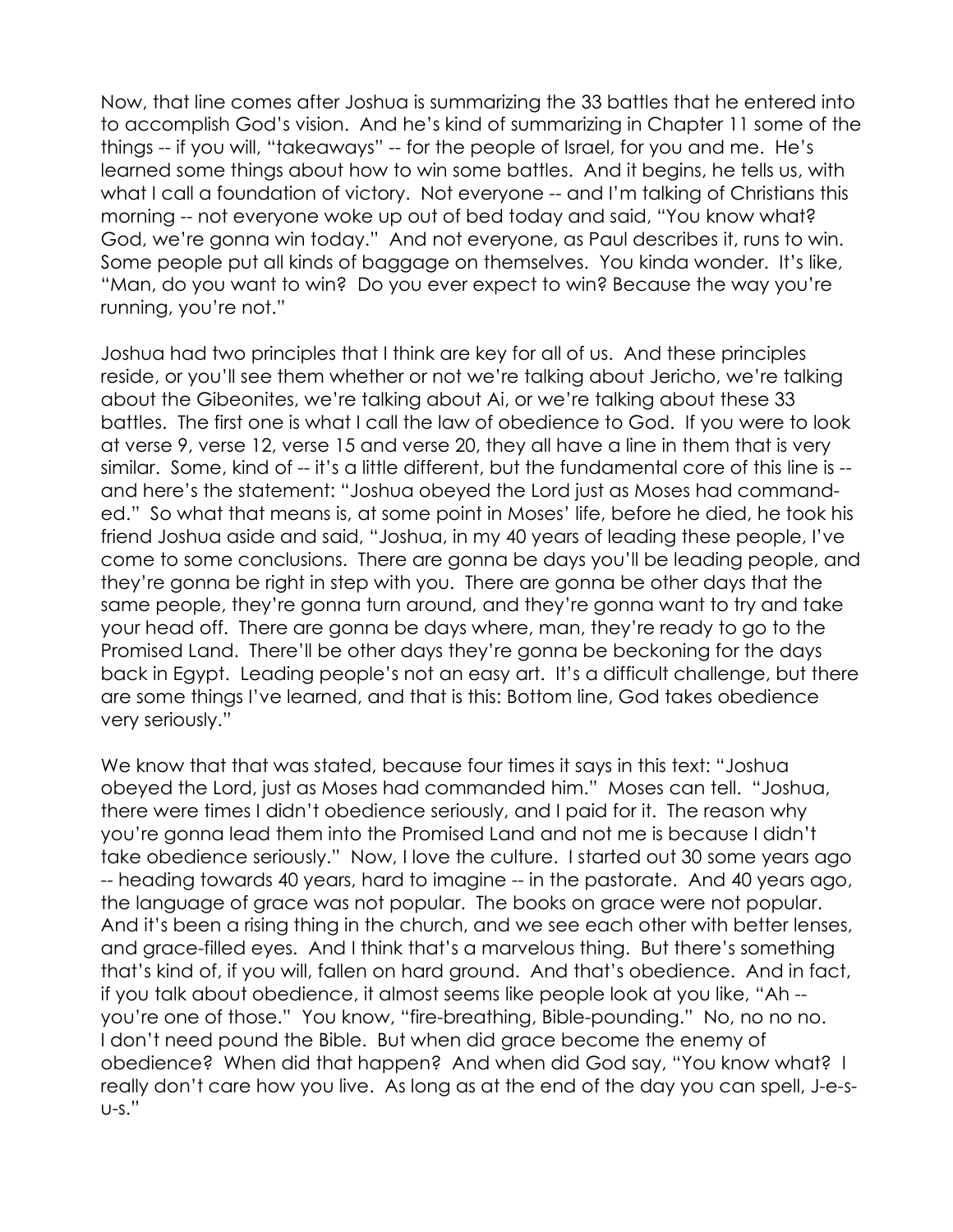Now, that line comes after Joshua is summarizing the 33 battles that he entered into to accomplish God's vision. And he's kind of summarizing in Chapter 11 some of the things -- if you will, "takeaways" -- for the people of Israel, for you and me. He's learned some things about how to win some battles. And it begins, he tells us, with what I call a foundation of victory. Not everyone -- and I'm talking of Christians this morning -- not everyone woke up out of bed today and said, "You know what? God, we're gonna win today." And not everyone, as Paul describes it, runs to win. Some people put all kinds of baggage on themselves. You kinda wonder. It's like, "Man, do you want to win? Do you ever expect to win? Because the way you're running, you're not."

Joshua had two principles that I think are key for all of us. And these principles reside, or you'll see them whether or not we're talking about Jericho, we're talking about the Gibeonites, we're talking about Ai, or we're talking about these 33 battles. The first one is what I call the law of obedience to God. If you were to look at verse 9, verse 12, verse 15 and verse 20, they all have a line in them that is very similar. Some, kind of -- it's a little different, but the fundamental core of this line is -- and here's the statement: "Joshua obeyed the Lord just as Moses had commanded." So what that means is, at some point in Moses' life, before he died, he took his friend Joshua aside and said, "Joshua, in my 40 years of leading these people, I've come to some conclusions. There are gonna be days you'll be leading people, and they're gonna be right in step with you. There are gonna be other days that the same people, they're gonna turn around, and they're gonna want to try and take your head off. There are gonna be days where, man, they're ready to go to the Promised Land. There'll be other days they're gonna be beckoning for the days back in Egypt. Leading people's not an easy art. It's a difficult challenge, but there are some things I've learned, and that is this: Bottom line, God takes obedience very seriously."

We know that that was stated, because four times it says in this text: "Joshua obeyed the Lord, just as Moses had commanded him." Moses can tell. "Joshua, there were times I didn't obedience seriously, and I paid for it. The reason why you're gonna lead them into the Promised Land and not me is because I didn't take obedience seriously." Now, I love the culture. I started out 30 some years ago -- heading towards 40 years, hard to imagine -- in the pastorate. And 40 years ago, the language of grace was not popular. The books on grace were not popular. And it's been a rising thing in the church, and we see each other with better lenses, and grace-filled eyes. And I think that's a marvelous thing. But there's something that's kind of, if you will, fallen on hard ground. And that's obedience. And in fact, if you talk about obedience, it almost seems like people look at you like, "Ah -- you're one of those." You know, "fire-breathing, Bible-pounding." No, no no no. I don't need pound the Bible. But when did grace become the enemy of obedience? When did that happen? And when did God say, "You know what? I really don't care how you live. As long as at the end of the day you can spell, J-e-s-u-s."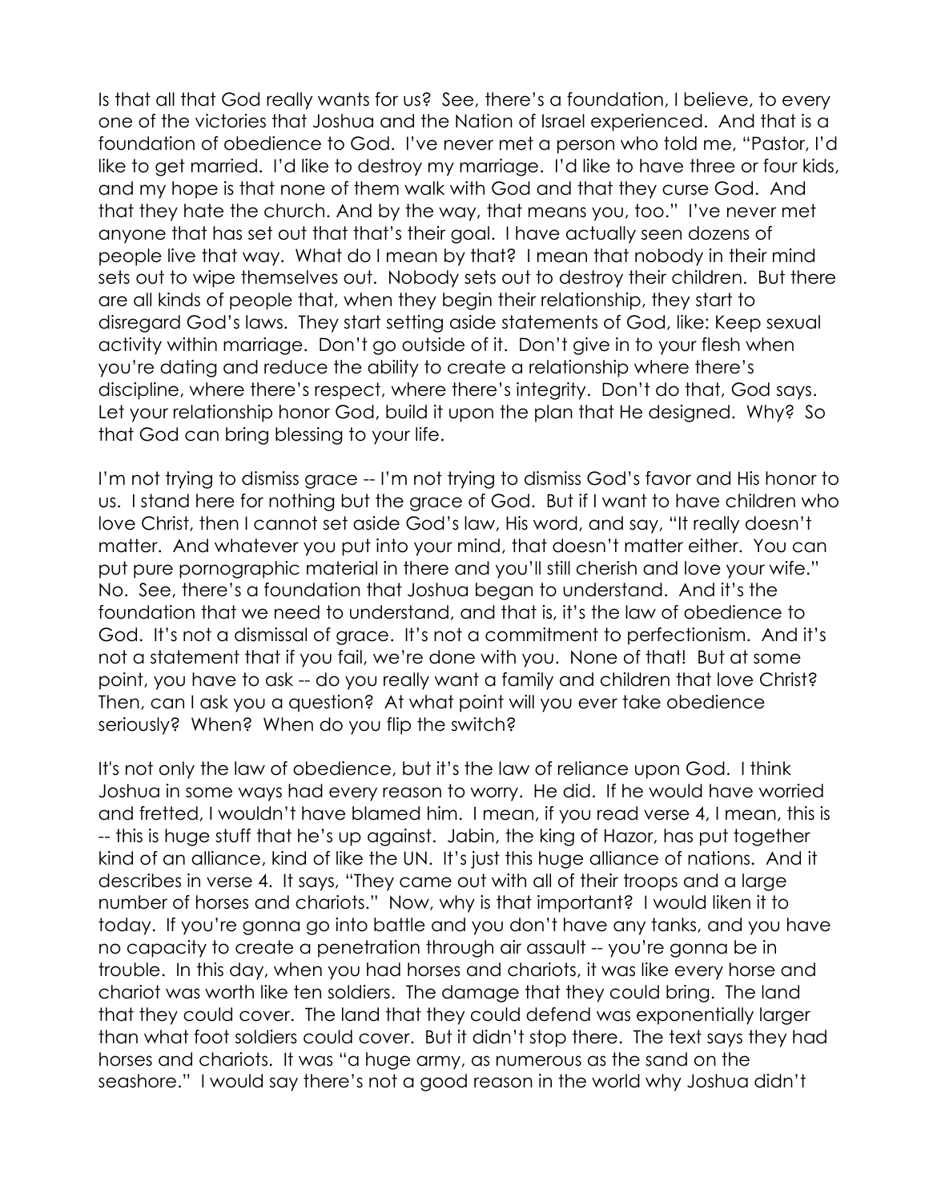Is that all that God really wants for us? See, there's a foundation, I believe, to every one of the victories that Joshua and the Nation of Israel experienced. And that is a foundation of obedience to God. I've never met a person who told me, "Pastor, I'd like to get married. I'd like to destroy my marriage. I'd like to have three or four kids, and my hope is that none of them walk with God and that they curse God. And that they hate the church. And by the way, that means you, too." I've never met anyone that has set out that that's their goal. I have actually seen dozens of people live that way. What do I mean by that? I mean that nobody in their mind sets out to wipe themselves out. Nobody sets out to destroy their children. But there are all kinds of people that, when they begin their relationship, they start to disregard God's laws. They start setting aside statements of God, like: Keep sexual activity within marriage. Don't go outside of it. Don't give in to your flesh when you're dating and reduce the ability to create a relationship where there's discipline, where there's respect, where there's integrity. Don't do that, God says. Let your relationship honor God, build it upon the plan that He designed. Why? So that God can bring blessing to your life.

I'm not trying to dismiss grace -- I'm not trying to dismiss God's favor and His honor to us. I stand here for nothing but the grace of God. But if I want to have children who love Christ, then I cannot set aside God's law, His word, and say, "It really doesn't matter. And whatever you put into your mind, that doesn't matter either. You can put pure pornographic material in there and you'll still cherish and love your wife." No. See, there's a foundation that Joshua began to understand. And it's the foundation that we need to understand, and that is, it's the law of obedience to God. It's not a dismissal of grace. It's not a commitment to perfectionism. And it's not a statement that if you fail, we're done with you. None of that! But at some point, you have to ask -- do you really want a family and children that love Christ? Then, can I ask you a question? At what point will you ever take obedience seriously? When? When do you flip the switch?

It's not only the law of obedience, but it's the law of reliance upon God. I think Joshua in some ways had every reason to worry. He did. If he would have worried and fretted, I wouldn't have blamed him. I mean, if you read verse 4, I mean, this is -- this is huge stuff that he's up against. Jabin, the king of Hazor, has put together kind of an alliance, kind of like the UN. It's just this huge alliance of nations. And it describes in verse 4. It says, "They came out with all of their troops and a large number of horses and chariots." Now, why is that important? I would liken it to today. If you're gonna go into battle and you don't have any tanks, and you have no capacity to create a penetration through air assault -- you're gonna be in trouble. In this day, when you had horses and chariots, it was like every horse and chariot was worth like ten soldiers. The damage that they could bring. The land that they could cover. The land that they could defend was exponentially larger than what foot soldiers could cover. But it didn't stop there. The text says they had horses and chariots. It was "a huge army, as numerous as the sand on the seashore." I would say there's not a good reason in the world why Joshua didn't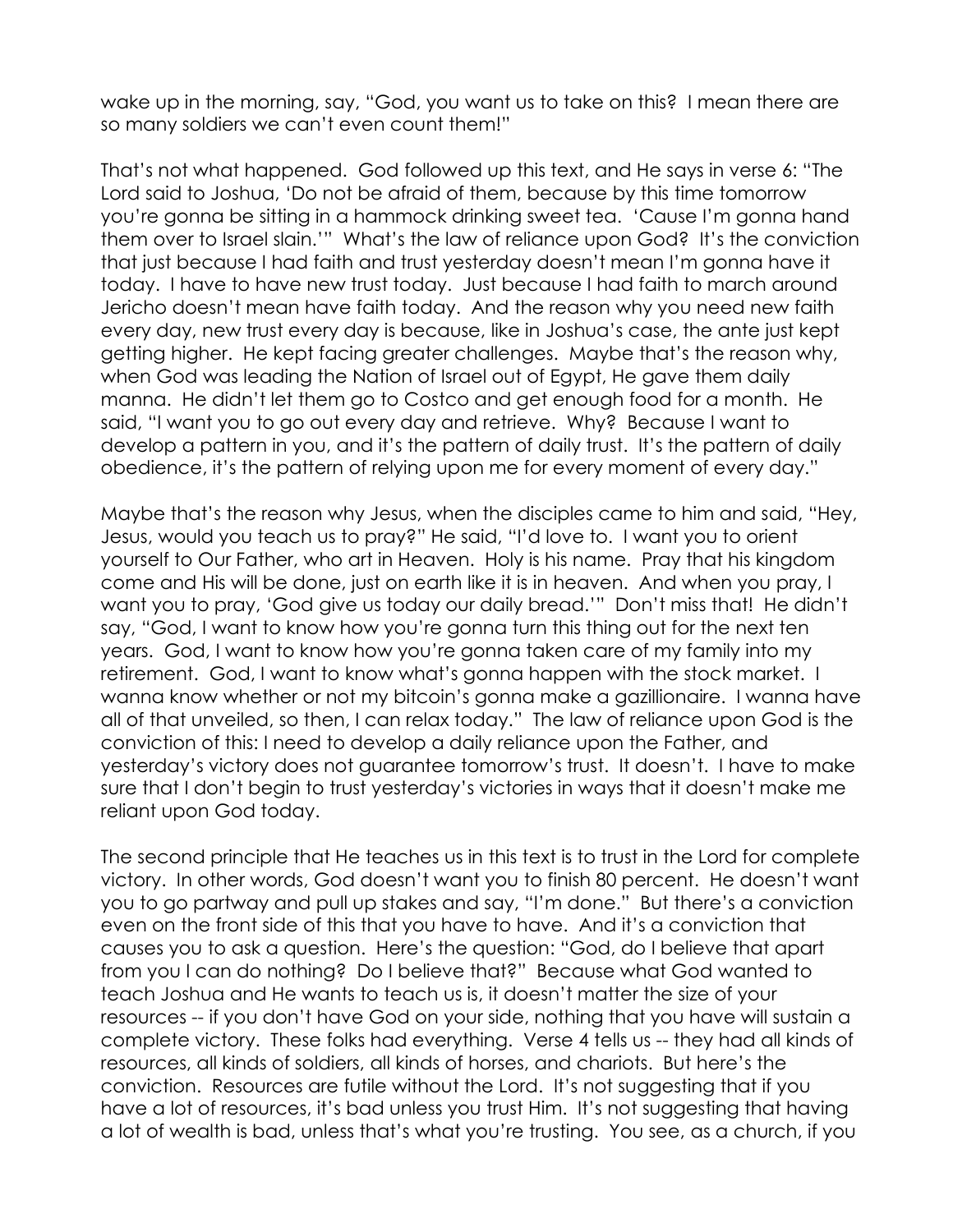wake up in the morning, say, "God, you want us to take on this? I mean there are so many soldiers we can't even count them!"

That's not what happened. God followed up this text, and He says in verse 6: "The Lord said to Joshua, 'Do not be afraid of them, because by this time tomorrow you're gonna be sitting in a hammock drinking sweet tea. 'Cause I'm gonna hand them over to Israel slain.'" What's the law of reliance upon God? It's the conviction that just because I had faith and trust yesterday doesn't mean I'm gonna have it today. I have to have new trust today. Just because I had faith to march around Jericho doesn't mean have faith today. And the reason why you need new faith every day, new trust every day is because, like in Joshua's case, the ante just kept getting higher. He kept facing greater challenges. Maybe that's the reason why, when God was leading the Nation of Israel out of Egypt, He gave them daily manna. He didn't let them go to Costco and get enough food for a month. He said, "I want you to go out every day and retrieve. Why? Because I want to develop a pattern in you, and it's the pattern of daily trust. It's the pattern of daily obedience, it's the pattern of relying upon me for every moment of every day."

Maybe that's the reason why Jesus, when the disciples came to him and said, "Hey, Jesus, would you teach us to pray?" He said, "I'd love to. I want you to orient yourself to Our Father, who art in Heaven. Holy is his name. Pray that his kingdom come and His will be done, just on earth like it is in heaven. And when you pray, I want you to pray, 'God give us today our daily bread.'" Don't miss that! He didn't say, "God, I want to know how you're gonna turn this thing out for the next ten years. God, I want to know how you're gonna taken care of my family into my retirement. God, I want to know what's gonna happen with the stock market. I wanna know whether or not my bitcoin's gonna make a gazillionaire. I wanna have all of that unveiled, so then, I can relax today." The law of reliance upon God is the conviction of this: I need to develop a daily reliance upon the Father, and yesterday's victory does not guarantee tomorrow's trust. It doesn't. I have to make sure that I don't begin to trust yesterday's victories in ways that it doesn't make me reliant upon God today.

The second principle that He teaches us in this text is to trust in the Lord for complete victory. In other words, God doesn't want you to finish 80 percent. He doesn't want you to go partway and pull up stakes and say, "I'm done." But there's a conviction even on the front side of this that you have to have. And it's a conviction that causes you to ask a question. Here's the question: "God, do I believe that apart from you I can do nothing? Do I believe that?" Because what God wanted to teach Joshua and He wants to teach us is, it doesn't matter the size of your resources -- if you don't have God on your side, nothing that you have will sustain a complete victory. These folks had everything. Verse 4 tells us -- they had all kinds of resources, all kinds of soldiers, all kinds of horses, and chariots. But here's the conviction. Resources are futile without the Lord. It's not suggesting that if you have a lot of resources, it's bad unless you trust Him. It's not suggesting that having a lot of wealth is bad, unless that's what you're trusting. You see, as a church, if you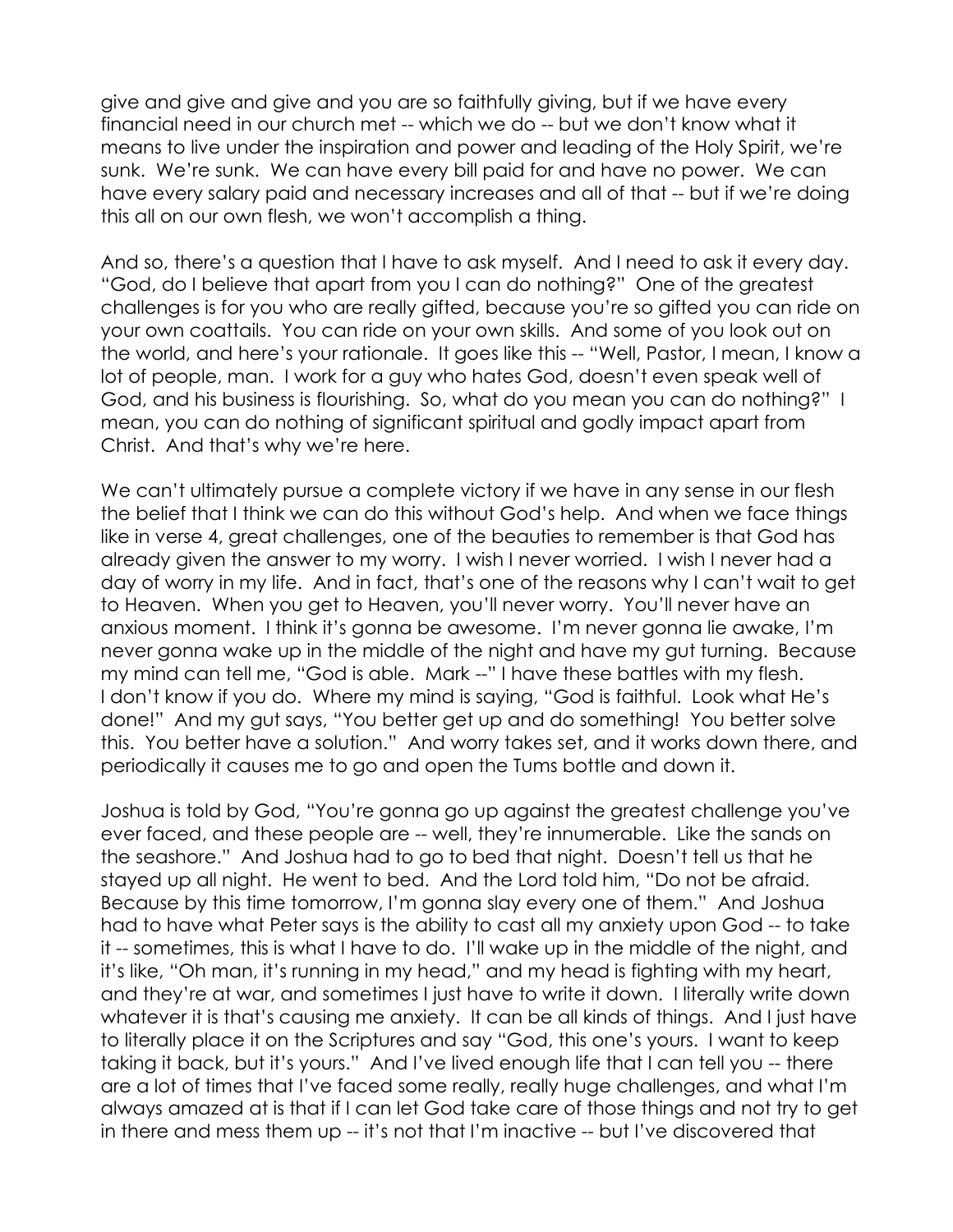give and give and give and you are so faithfully giving, but if we have every financial need in our church met -- which we do -- but we don't know what it means to live under the inspiration and power and leading of the Holy Spirit, we're sunk. We're sunk. We can have every bill paid for and have no power. We can have every salary paid and necessary increases and all of that -- but if we're doing this all on our own flesh, we won't accomplish a thing.

And so, there's a question that I have to ask myself. And I need to ask it every day. "God, do I believe that apart from you I can do nothing?" One of the greatest challenges is for you who are really gifted, because you're so gifted you can ride on your own coattails. You can ride on your own skills. And some of you look out on the world, and here's your rationale. It goes like this -- "Well, Pastor, I mean, I know a lot of people, man. I work for a guy who hates God, doesn't even speak well of God, and his business is flourishing. So, what do you mean you can do nothing?" I mean, you can do nothing of significant spiritual and godly impact apart from Christ. And that's why we're here.

We can't ultimately pursue a complete victory if we have in any sense in our flesh the belief that I think we can do this without God's help. And when we face things like in verse 4, great challenges, one of the beauties to remember is that God has already given the answer to my worry. I wish I never worried. I wish I never had a day of worry in my life. And in fact, that's one of the reasons why I can't wait to get to Heaven. When you get to Heaven, you'll never worry. You'll never have an anxious moment. I think it's gonna be awesome. I'm never gonna lie awake, I'm never gonna wake up in the middle of the night and have my gut turning. Because my mind can tell me, "God is able. Mark --" I have these battles with my flesh. I don't know if you do. Where my mind is saying, "God is faithful. Look what He's done!" And my gut says, "You better get up and do something! You better solve this. You better have a solution." And worry takes set, and it works down there, and periodically it causes me to go and open the Tums bottle and down it.

Joshua is told by God, "You're gonna go up against the greatest challenge you've ever faced, and these people are -- well, they're innumerable. Like the sands on the seashore." And Joshua had to go to bed that night. Doesn't tell us that he stayed up all night. He went to bed. And the Lord told him, "Do not be afraid. Because by this time tomorrow, I'm gonna slay every one of them." And Joshua had to have what Peter says is the ability to cast all my anxiety upon God -- to take it -- sometimes, this is what I have to do. I'll wake up in the middle of the night, and it's like, "Oh man, it's running in my head," and my head is fighting with my heart, and they're at war, and sometimes I just have to write it down. I literally write down whatever it is that's causing me anxiety. It can be all kinds of things. And I just have to literally place it on the Scriptures and say "God, this one's yours. I want to keep taking it back, but it's yours." And I've lived enough life that I can tell you -- there are a lot of times that I've faced some really, really huge challenges, and what I'm always amazed at is that if I can let God take care of those things and not try to get in there and mess them up -- it's not that I'm inactive -- but I've discovered that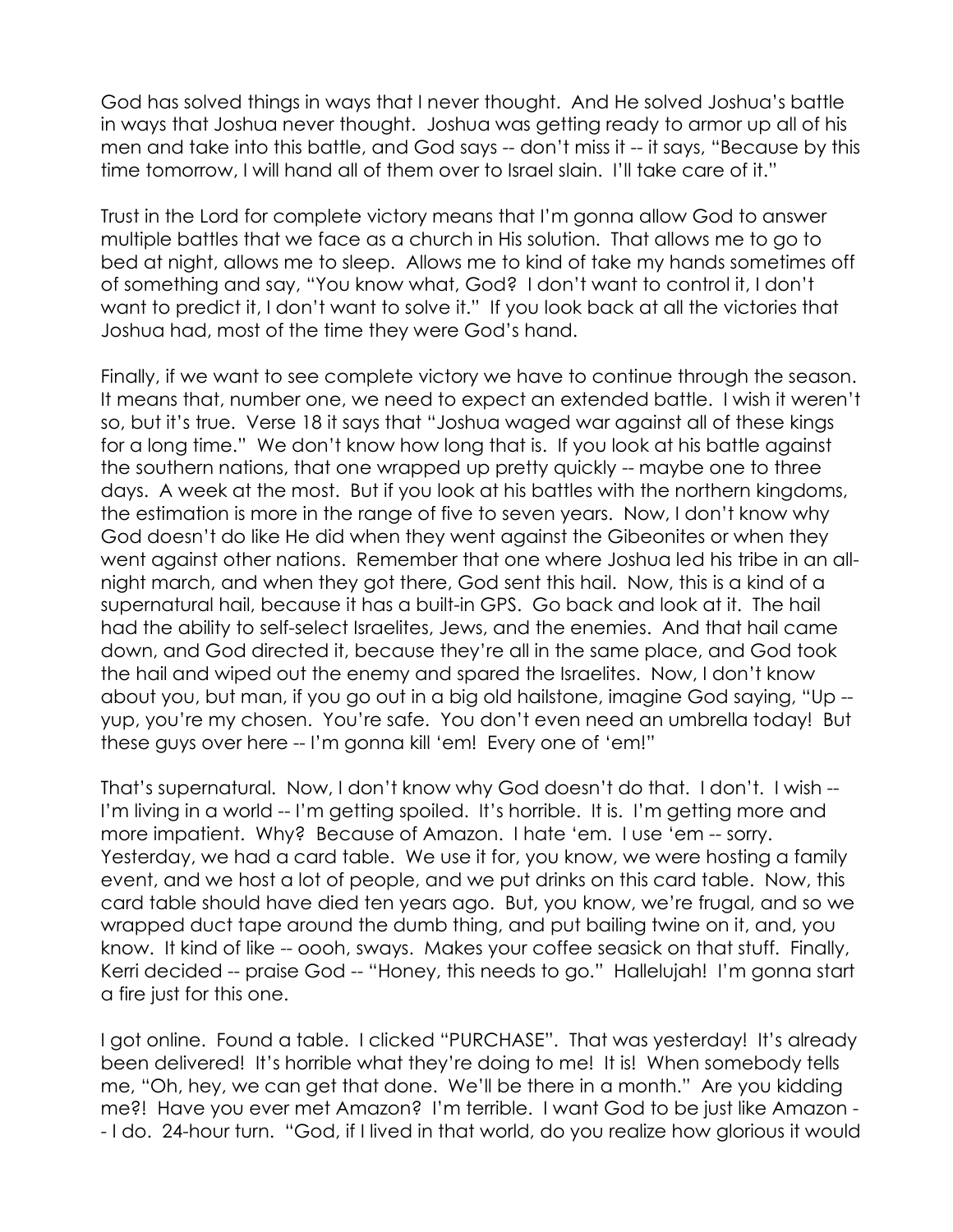God has solved things in ways that I never thought. And He solved Joshua's battle in ways that Joshua never thought. Joshua was getting ready to armor up all of his men and take into this battle, and God says -- don't miss it -- it says, "Because by this time tomorrow, I will hand all of them over to Israel slain. I'll take care of it."

Trust in the Lord for complete victory means that I'm gonna allow God to answer multiple battles that we face as a church in His solution. That allows me to go to bed at night, allows me to sleep. Allows me to kind of take my hands sometimes off of something and say, "You know what, God? I don't want to control it, I don't want to predict it, I don't want to solve it." If you look back at all the victories that Joshua had, most of the time they were God's hand.

Finally, if we want to see complete victory we have to continue through the season. It means that, number one, we need to expect an extended battle. I wish it weren't so, but it's true. Verse 18 it says that "Joshua waged war against all of these kings for a long time." We don't know how long that is. If you look at his battle against the southern nations, that one wrapped up pretty quickly -- maybe one to three days. A week at the most. But if you look at his battles with the northern kingdoms, the estimation is more in the range of five to seven years. Now, I don't know why God doesn't do like He did when they went against the Gibeonites or when they went against other nations. Remember that one where Joshua led his tribe in an all-night march, and when they got there, God sent this hail. Now, this is a kind of a supernatural hail, because it has a built-in GPS. Go back and look at it. The hail had the ability to self-select Israelites, Jews, and the enemies. And that hail came down, and God directed it, because they're all in the same place, and God took the hail and wiped out the enemy and spared the Israelites. Now, I don't know about you, but man, if you go out in a big old hailstone, imagine God saying, "Up -- yup, you're my chosen. You're safe. You don't even need an umbrella today! But these guys over here -- I'm gonna kill 'em! Every one of 'em!"

That's supernatural. Now, I don't know why God doesn't do that. I don't. I wish -- I'm living in a world -- I'm getting spoiled. It's horrible. It is. I'm getting more and more impatient. Why? Because of Amazon. I hate 'em. I use 'em -- sorry. Yesterday, we had a card table. We use it for, you know, we were hosting a family event, and we host a lot of people, and we put drinks on this card table. Now, this card table should have died ten years ago. But, you know, we're frugal, and so we wrapped duct tape around the dumb thing, and put bailing twine on it, and, you know. It kind of like -- oooh, sways. Makes your coffee seasick on that stuff. Finally, Kerri decided -- praise God -- "Honey, this needs to go." Hallelujah! I'm gonna start a fire just for this one.

I got online. Found a table. I clicked "PURCHASE". That was yesterday! It's already been delivered! It's horrible what they're doing to me! It is! When somebody tells me, "Oh, hey, we can get that done. We'll be there in a month." Are you kidding me?! Have you ever met Amazon? I'm terrible. I want God to be just like Amazon -- I do. 24-hour turn. "God, if I lived in that world, do you realize how glorious it would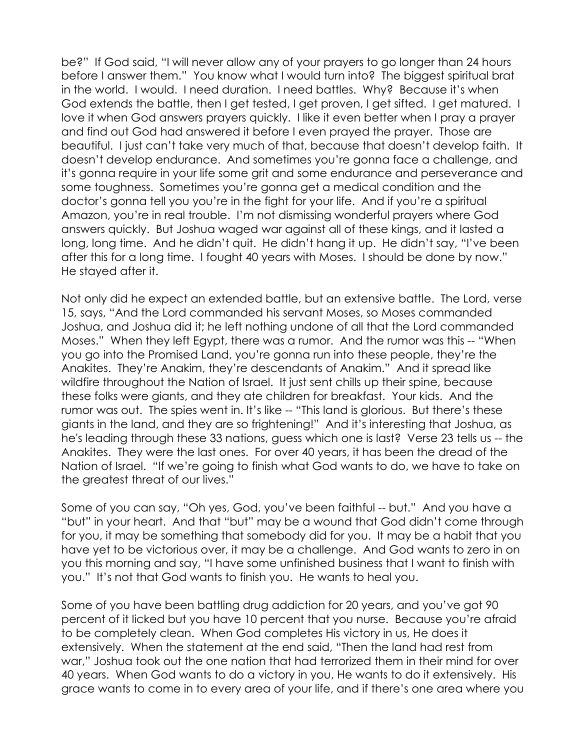be?" If God said, "I will never allow any of your prayers to go longer than 24 hours before I answer them." You know what I would turn into? The biggest spiritual brat in the world. I would. I need duration. I need battles. Why? Because it's when God extends the battle, then I get tested, I get proven, I get sifted. I get matured. I love it when God answers prayers quickly. I like it even better when I pray a prayer and find out God had answered it before I even prayed the prayer. Those are beautiful. I just can't take very much of that, because that doesn't develop faith. It doesn't develop endurance. And sometimes you're gonna face a challenge, and it's gonna require in your life some grit and some endurance and perseverance and some toughness. Sometimes you're gonna get a medical condition and the doctor's gonna tell you you're in the fight for your life. And if you're a spiritual Amazon, you're in real trouble. I'm not dismissing wonderful prayers where God answers quickly. But Joshua waged war against all of these kings, and it lasted a long, long time. And he didn't quit. He didn't hang it up. He didn't say, "I've been after this for a long time. I fought 40 years with Moses. I should be done by now." He stayed after it.

Not only did he expect an extended battle, but an extensive battle. The Lord, verse 15, says, "And the Lord commanded his servant Moses, so Moses commanded Joshua, and Joshua did it; he left nothing undone of all that the Lord commanded Moses." When they left Egypt, there was a rumor. And the rumor was this -- "When you go into the Promised Land, you're gonna run into these people, they're the Anakites. They're Anakim, they're descendants of Anakim." And it spread like wildfire throughout the Nation of Israel. It just sent chills up their spine, because these folks were giants, and they ate children for breakfast. Your kids. And the rumor was out. The spies went in. It's like -- "This land is glorious. But there's these giants in the land, and they are so frightening!" And it's interesting that Joshua, as he's leading through these 33 nations, guess which one is last? Verse 23 tells us -- the Anakites. They were the last ones. For over 40 years, it has been the dread of the Nation of Israel. "If we're going to finish what God wants to do, we have to take on the greatest threat of our lives."

Some of you can say, "Oh yes, God, you've been faithful -- but." And you have a "but" in your heart. And that "but" may be a wound that God didn't come through for you, it may be something that somebody did for you. It may be a habit that you have yet to be victorious over, it may be a challenge. And God wants to zero in on you this morning and say, "I have some unfinished business that I want to finish with you." It's not that God wants to finish you. He wants to heal you.

Some of you have been battling drug addiction for 20 years, and you've got 90 percent of it licked but you have 10 percent that you nurse. Because you're afraid to be completely clean. When God completes His victory in us, He does it extensively. When the statement at the end said, "Then the land had rest from war," Joshua took out the one nation that had terrorized them in their mind for over 40 years. When God wants to do a victory in you, He wants to do it extensively. His grace wants to come in to every area of your life, and if there's one area where you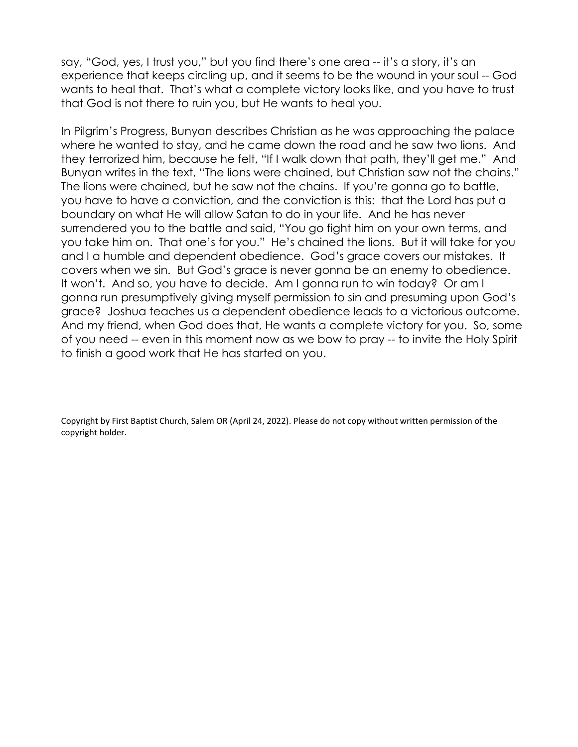say, "God, yes, I trust you," but you find there's one area -- it's a story, it's an experience that keeps circling up, and it seems to be the wound in your soul -- God wants to heal that. That's what a complete victory looks like, and you have to trust that God is not there to ruin you, but He wants to heal you.

In Pilgrim's Progress, Bunyan describes Christian as he was approaching the palace where he wanted to stay, and he came down the road and he saw two lions. And they terrorized him, because he felt, "If I walk down that path, they'll get me." And Bunyan writes in the text, "The lions were chained, but Christian saw not the chains." The lions were chained, but he saw not the chains. If you're gonna go to battle, you have to have a conviction, and the conviction is this: that the Lord has put a boundary on what He will allow Satan to do in your life. And he has never surrendered you to the battle and said, "You go fight him on your own terms, and you take him on. That one's for you." He's chained the lions. But it will take for you and I a humble and dependent obedience. God's grace covers our mistakes. It covers when we sin. But God's grace is never gonna be an enemy to obedience. It won't. And so, you have to decide. Am I gonna run to win today? Or am I gonna run presumptively giving myself permission to sin and presuming upon God's grace? Joshua teaches us a dependent obedience leads to a victorious outcome. And my friend, when God does that, He wants a complete victory for you. So, some of you need -- even in this moment now as we bow to pray -- to invite the Holy Spirit to finish a good work that He has started on you.

Copyright by First Baptist Church, Salem OR (April 24, 2022). Please do not copy without written permission of the copyright holder.